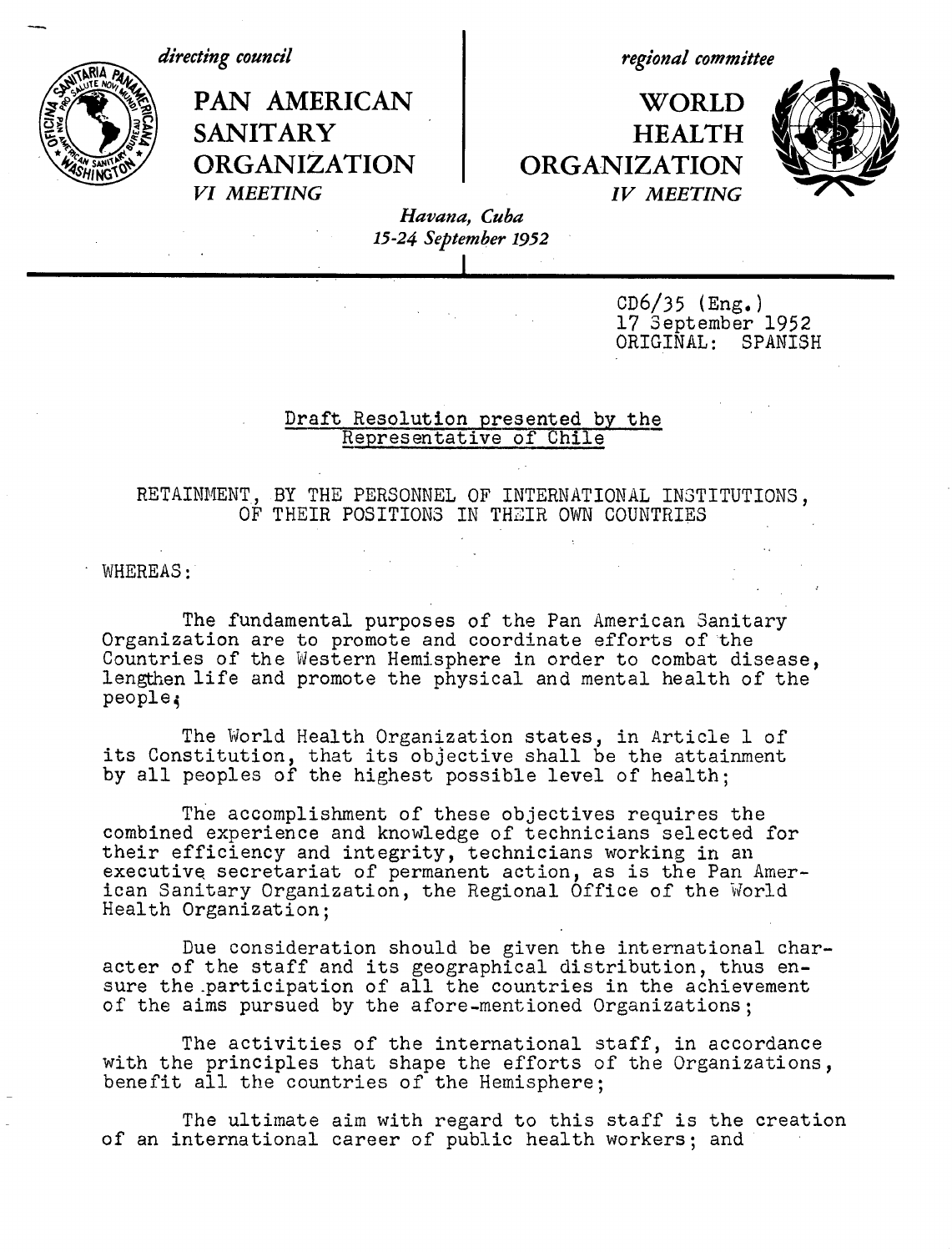*directing council*

**PAN AMERICAN SANITARY ORGANIZATION**

*VI MEETING*

*regional committee*

**WORLD HEALTH ORGANIZATION**

*IV MEETING*

*Havana, Cuba*
*15-24 September 1952*

CD6/35 (Eng.)
17 September 1952
ORIGINAL: SPANISH

## Draft Resolution presented by the Representative of Chile

### RETAINMENT, BY THE PERSONNEL OF INTERNATIONAL INSTITUTIONS, OF THEIR POSITIONS IN THEIR OWN COUNTRIES

WHEREAS:

The fundamental purposes of the Pan American Sanitary Organization are to promote and coordinate efforts of the Countries of the Western Hemisphere in order to combat disease, lengthen life and promote the physical and mental health of the people;

The World Health Organization states, in Article 1 of its Constitution, that its objective shall be the attainment by all peoples of the highest possible level of health;

The accomplishment of these objectives requires the combined experience and knowledge of technicians selected for their efficiency and integrity, technicians working in an executive secretariat of permanent action, as is the Pan American Sanitary Organization, the Regional Office of the World Health Organization;

Due consideration should be given the international character of the staff and its geographical distribution, thus ensure the participation of all the countries in the achievement of the aims pursued by the afore-mentioned Organizations;

The activities of the international staff, in accordance with the principles that shape the efforts of the Organizations, benefit all the countries of the Hemisphere;

The ultimate aim with regard to this staff is the creation of an international career of public health workers; and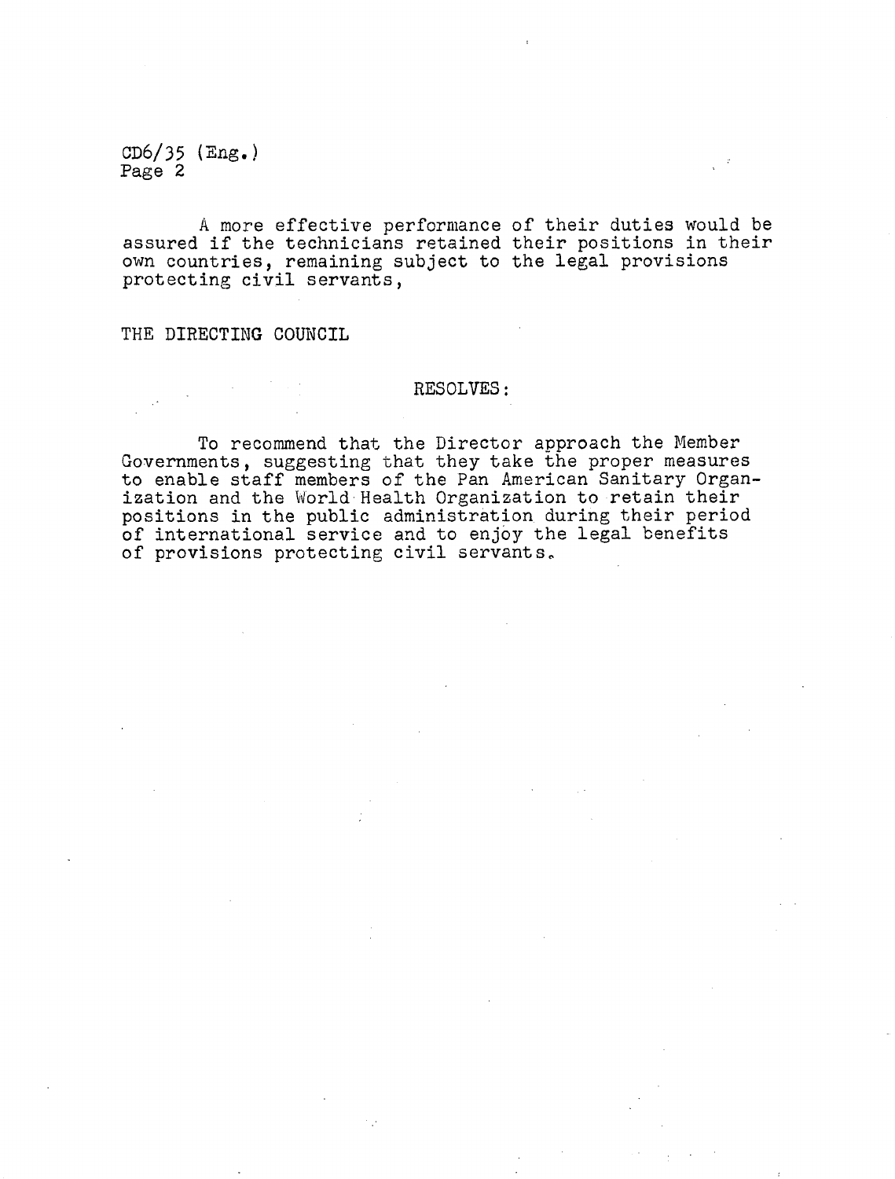A more effective performance of their duties would be assured if the technicians retained their positions in their own countries, remaining subject to the legal provisions protecting civil servants,

THE DIRECTING COUNCIL

RESOLVES:

To recommend that the Director approach the Member Governments, suggesting that they take the proper measures to enable staff members of the Pan American Sanitary Organization and the World Health Organization to retain their positions in the public administration during their period of international service and to enjoy the legal benefits of provisions protecting civil servants.